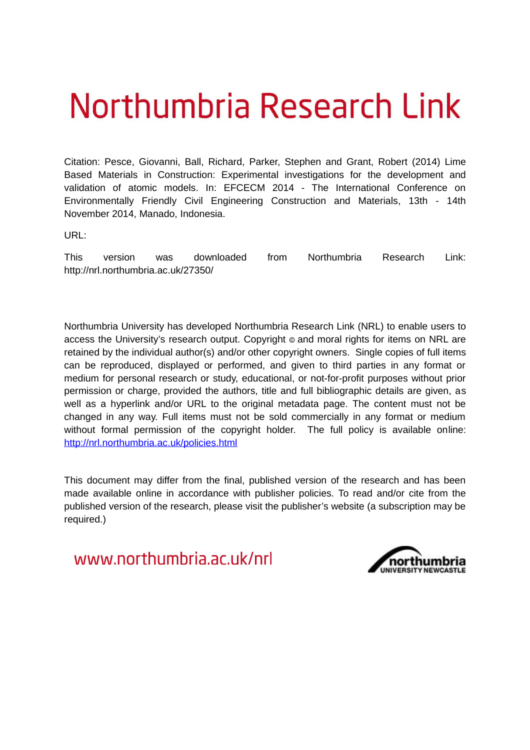# Northumbria Research Link

Citation: Pesce, Giovanni, Ball, Richard, Parker, Stephen and Grant, Robert (2014) Lime Based Materials in Construction: Experimental investigations for the development and validation of atomic models. In: EFCECM 2014 - The International Conference on Environmentally Friendly Civil Engineering Construction and Materials, 13th - 14th November 2014, Manado, Indonesia.

URL:

This version was downloaded from Northumbria Research Link: http://nrl.northumbria.ac.uk/27350/

Northumbria University has developed Northumbria Research Link (NRL) to enable users to access the University's research output. Copyright © and moral rights for items on NRL are retained by the individual author(s) and/or other copyright owners. Single copies of full items can be reproduced, displayed or performed, and given to third parties in any format or medium for personal research or study, educational, or not-for-profit purposes without prior permission or charge, provided the authors, title and full bibliographic details are given, as well as a hyperlink and/or URL to the original metadata page. The content must not be changed in any way. Full items must not be sold commercially in any format or medium without formal permission of the copyright holder. The full policy is available online: http://nrl.northumbria.ac.uk/policies.html

This document may differ from the final, published version of the research and has been made available online in accordance with publisher policies. To read and/or cite from the published version of the research, please visit the publisher's website (a subscription may be required.)

www.northumbria.ac.uk/nrl

northumbria UNIVERSITY NEWCASTLE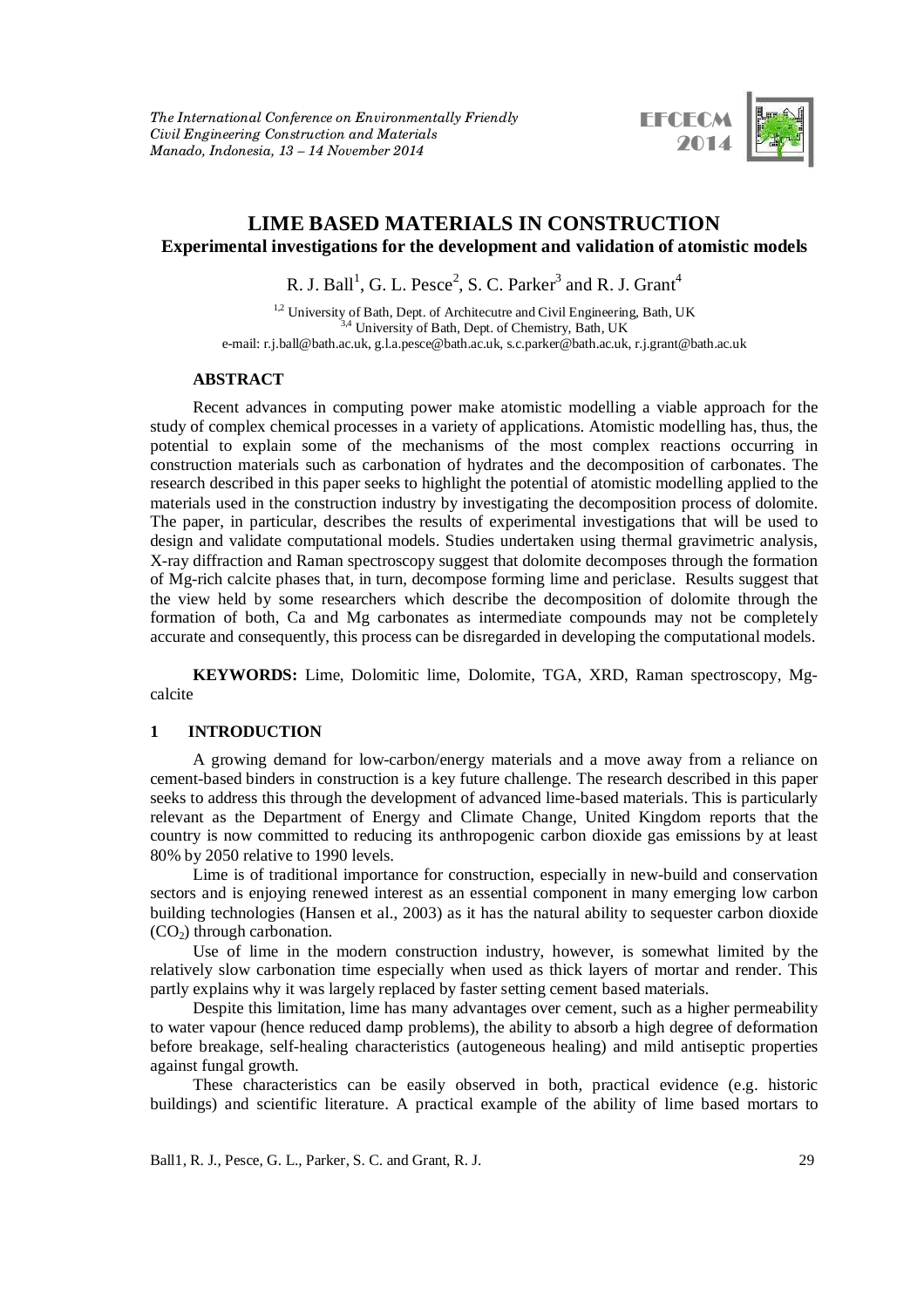# LIME BASED MATERIALS IN CONSTRUCTION

## Experimental investigations for the development and validation of atomistic models

R. J. Ball[1], G. L. Pesce[2], S. C. Parker[3] and R. J. Grant[4]

[1,2] University of Bath, Dept. of Architecutre and Civil Engineering, Bath, UK
[3,4] University of Bath, Dept. of Chemistry, Bath, UK
e-mail: r.j.ball@bath.ac.uk, g.l.a.pesce@bath.ac.uk, s.c.parker@bath.ac.uk, r.j.grant@bath.ac.uk

### ABSTRACT

Recent advances in computing power make atomistic modelling a viable approach for the study of complex chemical processes in a variety of applications. Atomistic modelling has, thus, the potential to explain some of the mechanisms of the most complex reactions occurring in construction materials such as carbonation of hydrates and the decomposition of carbonates. The research described in this paper seeks to highlight the potential of atomistic modelling applied to the materials used in the construction industry by investigating the decomposition process of dolomite. The paper, in particular, describes the results of experimental investigations that will be used to design and validate computational models. Studies undertaken using thermal gravimetric analysis, X-ray diffraction and Raman spectroscopy suggest that dolomite decomposes through the formation of Mg-rich calcite phases that, in turn, decompose forming lime and periclase. Results suggest that the view held by some researchers which describe the decomposition of dolomite through the formation of both, Ca and Mg carbonates as intermediate compounds may not be completely accurate and consequently, this process can be disregarded in developing the computational models.

**KEYWORDS:** Lime, Dolomitic lime, Dolomite, TGA, XRD, Raman spectroscopy, Mg-calcite

## 1 INTRODUCTION

A growing demand for low-carbon/energy materials and a move away from a reliance on cement-based binders in construction is a key future challenge. The research described in this paper seeks to address this through the development of advanced lime-based materials. This is particularly relevant as the Department of Energy and Climate Change, United Kingdom reports that the country is now committed to reducing its anthropogenic carbon dioxide gas emissions by at least 80% by 2050 relative to 1990 levels.

Lime is of traditional importance for construction, especially in new-build and conservation sectors and is enjoying renewed interest as an essential component in many emerging low carbon building technologies (Hansen et al., 2003) as it has the natural ability to sequester carbon dioxide ($CO_2$) through carbonation.

Use of lime in the modern construction industry, however, is somewhat limited by the relatively slow carbonation time especially when used as thick layers of mortar and render. This partly explains why it was largely replaced by faster setting cement based materials.

Despite this limitation, lime has many advantages over cement, such as a higher permeability to water vapour (hence reduced damp problems), the ability to absorb a high degree of deformation before breakage, self-healing characteristics (autogeneous healing) and mild antiseptic properties against fungal growth.

These characteristics can be easily observed in both, practical evidence (e.g. historic buildings) and scientific literature. A practical example of the ability of lime based mortars to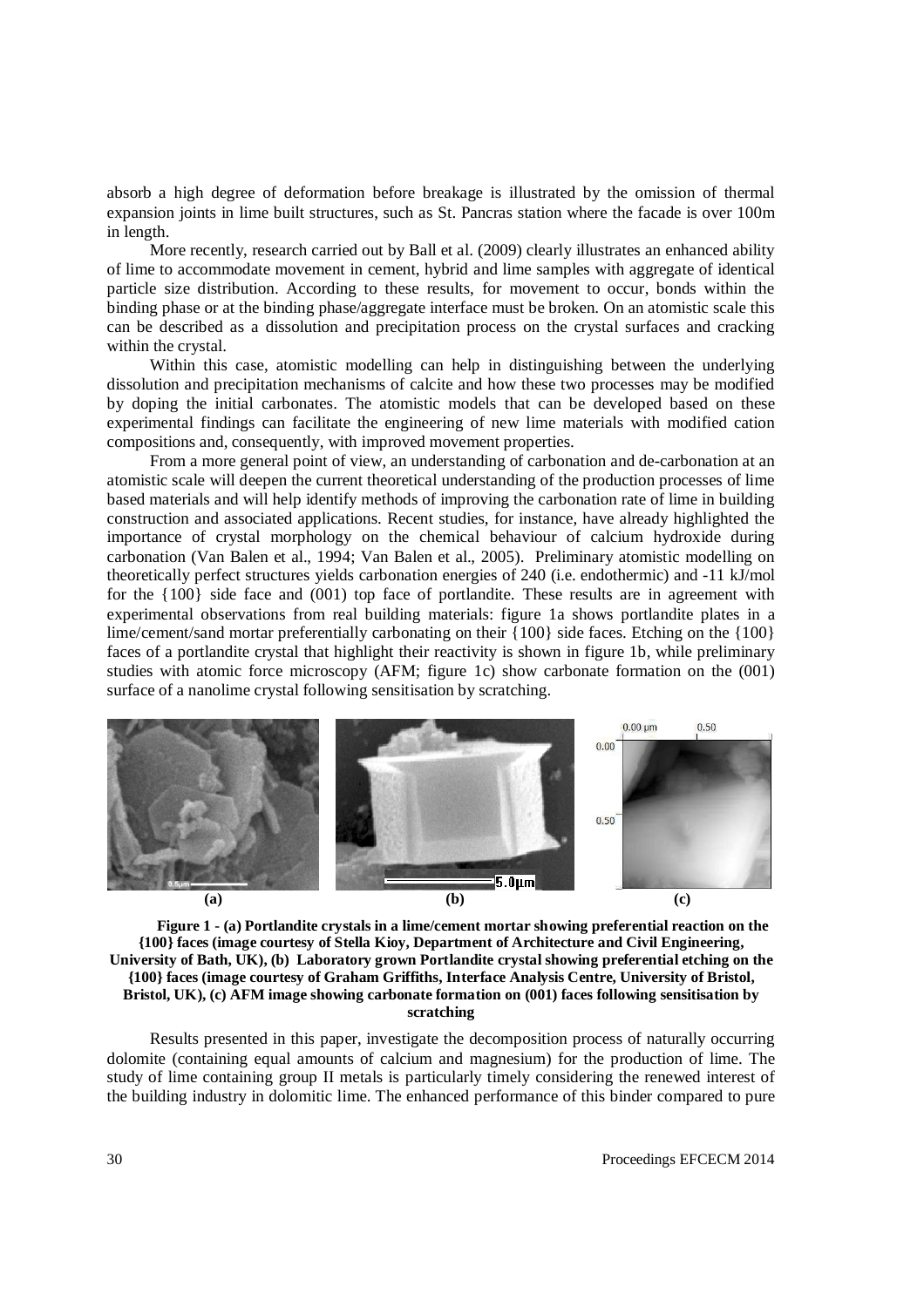absorb a high degree of deformation before breakage is illustrated by the omission of thermal expansion joints in lime built structures, such as St. Pancras station where the facade is over 100m in length.

More recently, research carried out by Ball et al. (2009) clearly illustrates an enhanced ability of lime to accommodate movement in cement, hybrid and lime samples with aggregate of identical particle size distribution. According to these results, for movement to occur, bonds within the binding phase or at the binding phase/aggregate interface must be broken. On an atomistic scale this can be described as a dissolution and precipitation process on the crystal surfaces and cracking within the crystal.

Within this case, atomistic modelling can help in distinguishing between the underlying dissolution and precipitation mechanisms of calcite and how these two processes may be modified by doping the initial carbonates. The atomistic models that can be developed based on these experimental findings can facilitate the engineering of new lime materials with modified cation compositions and, consequently, with improved movement properties.

From a more general point of view, an understanding of carbonation and de-carbonation at an atomistic scale will deepen the current theoretical understanding of the production processes of lime based materials and will help identify methods of improving the carbonation rate of lime in building construction and associated applications. Recent studies, for instance, have already highlighted the importance of crystal morphology on the chemical behaviour of calcium hydroxide during carbonation (Van Balen et al., 1994; Van Balen et al., 2005). Preliminary atomistic modelling on theoretically perfect structures yields carbonation energies of 240 (i.e. endothermic) and -11 kJ/mol for the {100} side face and (001) top face of portlandite. These results are in agreement with experimental observations from real building materials: figure 1a shows portlandite plates in a lime/cement/sand mortar preferentially carbonating on their {100} side faces. Etching on the {100} faces of a portlandite crystal that highlight their reactivity is shown in figure 1b, while preliminary studies with atomic force microscopy (AFM; figure 1c) show carbonate formation on the (001) surface of a nanolime crystal following sensitisation by scratching.

(a) (b) (c)

**Figure 1 - (a) Portlandite crystals in a lime/cement mortar showing preferential reaction on the {100} faces (image courtesy of Stella Kioy, Department of Architecture and Civil Engineering, University of Bath, UK), (b) Laboratory grown Portlandite crystal showing preferential etching on the {100} faces (image courtesy of Graham Griffiths, Interface Analysis Centre, University of Bristol, Bristol, UK), (c) AFM image showing carbonate formation on (001) faces following sensitisation by scratching**

Results presented in this paper, investigate the decomposition process of naturally occurring dolomite (containing equal amounts of calcium and magnesium) for the production of lime. The study of lime containing group II metals is particularly timely considering the renewed interest of the building industry in dolomitic lime. The enhanced performance of this binder compared to pure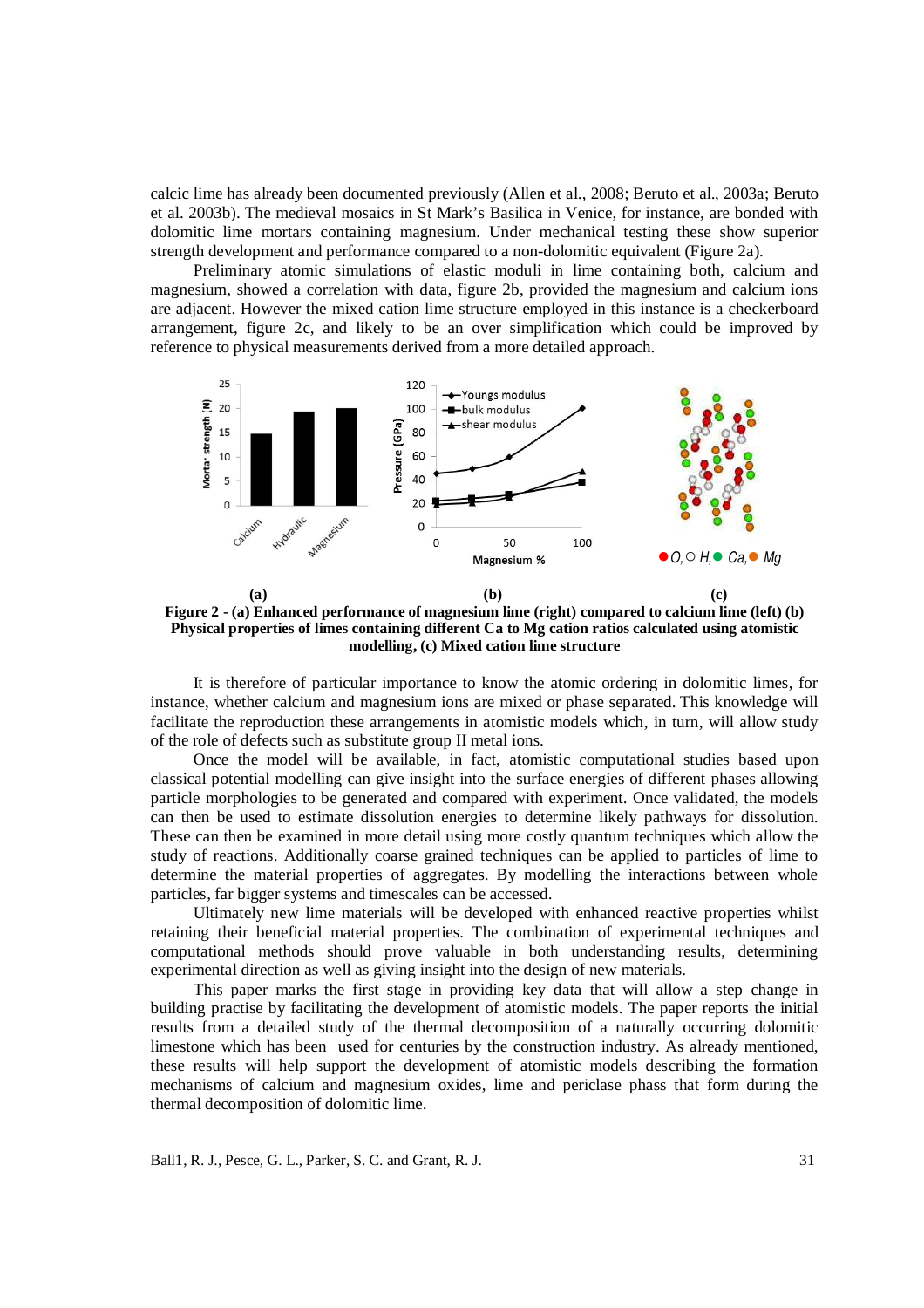calcic lime has already been documented previously (Allen et al., 2008; Beruto et al., 2003a; Beruto et al. 2003b). The medieval mosaics in St Mark's Basilica in Venice, for instance, are bonded with dolomitic lime mortars containing magnesium. Under mechanical testing these show superior strength development and performance compared to a non-dolomitic equivalent (Figure 2a).

Preliminary atomic simulations of elastic moduli in lime containing both, calcium and magnesium, showed a correlation with data, figure 2b, provided the magnesium and calcium ions are adjacent. However the mixed cation lime structure employed in this instance is a checkerboard arrangement, figure 2c, and likely to be an over simplification which could be improved by reference to physical measurements derived from a more detailed approach.

**Figure 2 - (a) Enhanced performance of magnesium lime (right) compared to calcium lime (left) (b) Physical properties of limes containing different Ca to Mg cation ratios calculated using atomistic modelling, (c) Mixed cation lime structure**

It is therefore of particular importance to know the atomic ordering in dolomitic limes, for instance, whether calcium and magnesium ions are mixed or phase separated. This knowledge will facilitate the reproduction these arrangements in atomistic models which, in turn, will allow study of the role of defects such as substitute group II metal ions.

Once the model will be available, in fact, atomistic computational studies based upon classical potential modelling can give insight into the surface energies of different phases allowing particle morphologies to be generated and compared with experiment. Once validated, the models can then be used to estimate dissolution energies to determine likely pathways for dissolution. These can then be examined in more detail using more costly quantum techniques which allow the study of reactions. Additionally coarse grained techniques can be applied to particles of lime to determine the material properties of aggregates. By modelling the interactions between whole particles, far bigger systems and timescales can be accessed.

Ultimately new lime materials will be developed with enhanced reactive properties whilst retaining their beneficial material properties. The combination of experimental techniques and computational methods should prove valuable in both understanding results, determining experimental direction as well as giving insight into the design of new materials.

This paper marks the first stage in providing key data that will allow a step change in building practise by facilitating the development of atomistic models. The paper reports the initial results from a detailed study of the thermal decomposition of a naturally occurring dolomitic limestone which has been used for centuries by the construction industry. As already mentioned, these results will help support the development of atomistic models describing the formation mechanisms of calcium and magnesium oxides, lime and periclase phass that form during the thermal decomposition of dolomitic lime.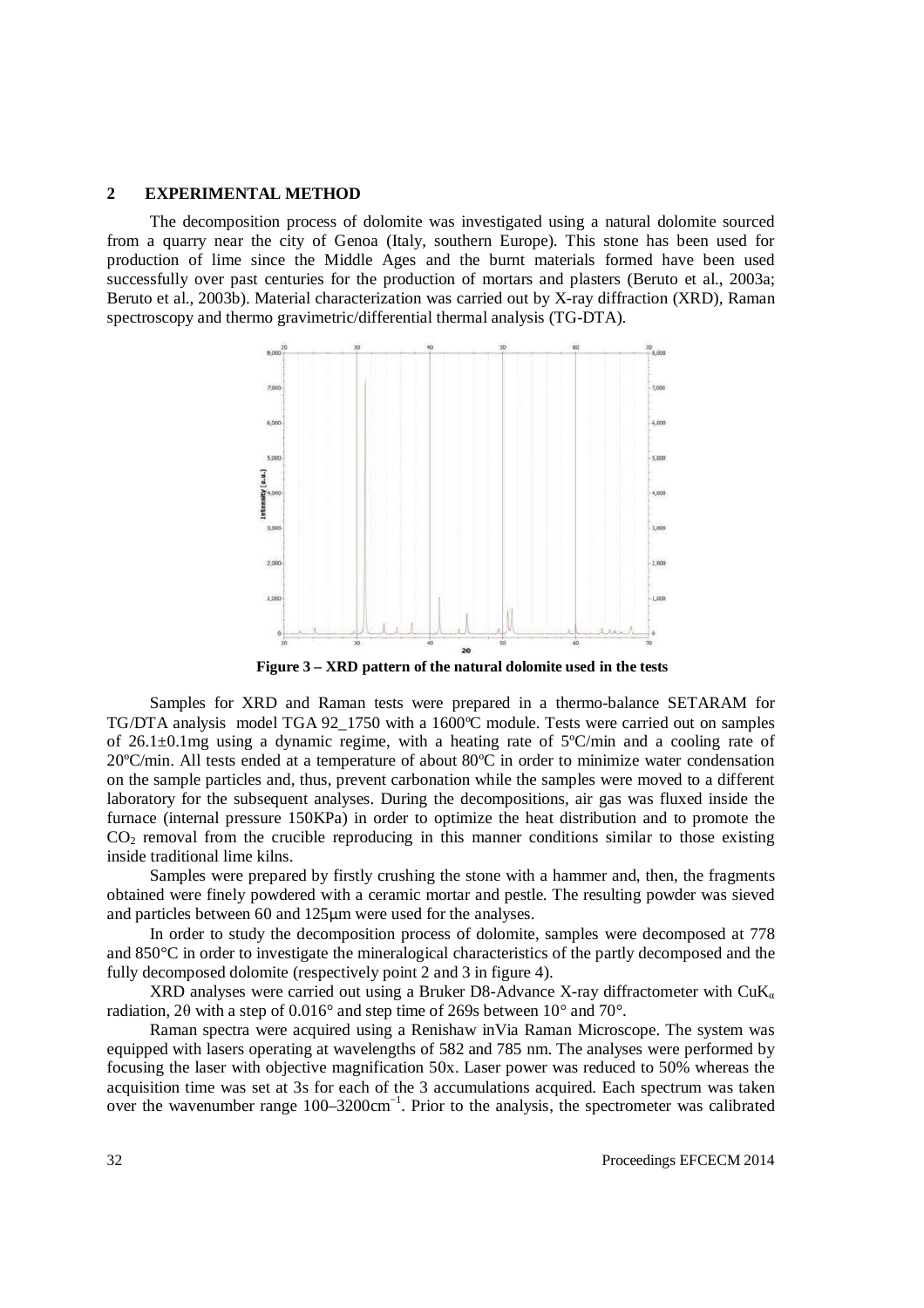## 2 EXPERIMENTAL METHOD

The decomposition process of dolomite was investigated using a natural dolomite sourced from a quarry near the city of Genoa (Italy, southern Europe). This stone has been used for production of lime since the Middle Ages and the burnt materials formed have been used successfully over past centuries for the production of mortars and plasters (Beruto et al., 2003a; Beruto et al., 2003b). Material characterization was carried out by X-ray diffraction (XRD), Raman spectroscopy and thermo gravimetric/differential thermal analysis (TG-DTA).

**Figure 3 – XRD pattern of the natural dolomite used in the tests**

Samples for XRD and Raman tests were prepared in a thermo-balance SETARAM for TG/DTA analysis model TGA 92_1750 with a 1600ºC module. Tests were carried out on samples of 26.1±0.1mg using a dynamic regime, with a heating rate of 5ºC/min and a cooling rate of 20ºC/min. All tests ended at a temperature of about 80ºC in order to minimize water condensation on the sample particles and, thus, prevent carbonation while the samples were moved to a different laboratory for the subsequent analyses. During the decompositions, air gas was fluxed inside the furnace (internal pressure 150KPa) in order to optimize the heat distribution and to promote the $CO_2$ removal from the crucible reproducing in this manner conditions similar to those existing inside traditional lime kilns.

Samples were prepared by firstly crushing the stone with a hammer and, then, the fragments obtained were finely powdered with a ceramic mortar and pestle. The resulting powder was sieved and particles between 60 and 125μm were used for the analyses.

In order to study the decomposition process of dolomite, samples were decomposed at 778 and 850°C in order to investigate the mineralogical characteristics of the partly decomposed and the fully decomposed dolomite (respectively point 2 and 3 in figure 4).

XRD analyses were carried out using a Bruker D8-Advance X-ray diffractometer with $CuK_\alpha$ radiation, 2θ with a step of 0.016° and step time of 269s between 10° and 70°.

Raman spectra were acquired using a Renishaw inVia Raman Microscope. The system was equipped with lasers operating at wavelengths of 582 and 785 nm. The analyses were performed by focusing the laser with objective magnification 50x. Laser power was reduced to 50% whereas the acquisition time was set at 3s for each of the 3 accumulations acquired. Each spectrum was taken over the wavenumber range 100–3200cm$^{-1}$. Prior to the analysis, the spectrometer was calibrated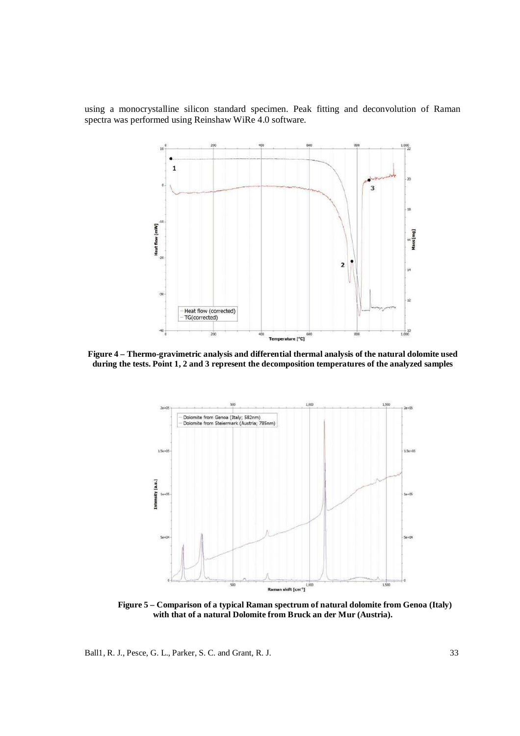using a monocrystalline silicon standard specimen. Peak fitting and deconvolution of Raman spectra was performed using Reinshaw WiRe 4.0 software.

**Figure 4 – Thermo-gravimetric analysis and differential thermal analysis of the natural dolomite used during the tests. Point 1, 2 and 3 represent the decomposition temperatures of the analyzed samples**

**Figure 5 – Comparison of a typical Raman spectrum of natural dolomite from Genoa (Italy) with that of a natural Dolomite from Bruck an der Mur (Austria).**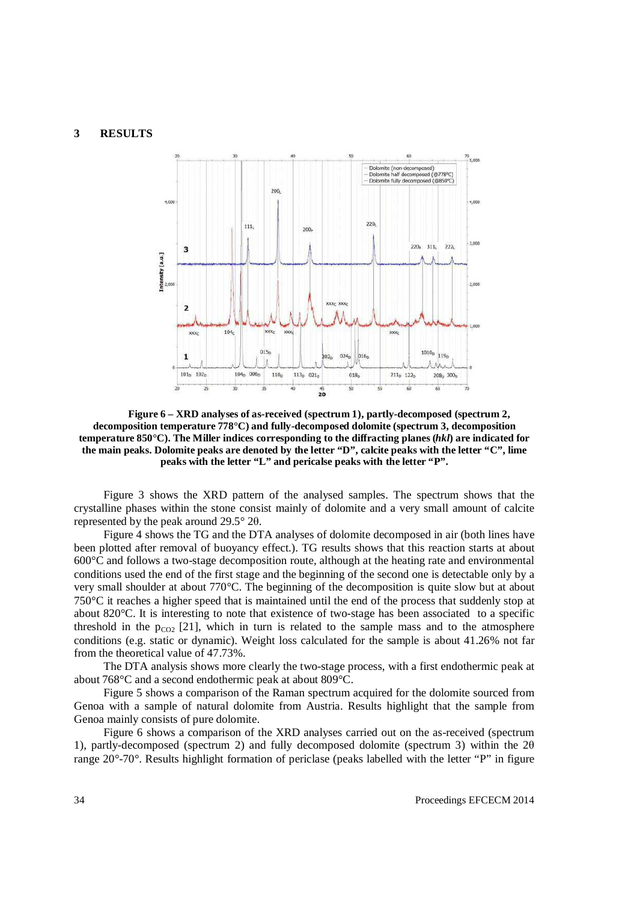## 3 RESULTS

**Figure 6 – XRD analyses of as-received (spectrum 1), partly-decomposed (spectrum 2, decomposition temperature 778°C) and fully-decomposed dolomite (spectrum 3, decomposition temperature 850°C). The Miller indices corresponding to the diffracting planes (*hkl*) are indicated for the main peaks. Dolomite peaks are denoted by the letter "D", calcite peaks with the letter "C", lime peaks with the letter "L" and pericalse peaks with the letter "P".**

Figure 3 shows the XRD pattern of the analysed samples. The spectrum shows that the crystalline phases within the stone consist mainly of dolomite and a very small amount of calcite represented by the peak around 29.5° 2θ.

Figure 4 shows the TG and the DTA analyses of dolomite decomposed in air (both lines have been plotted after removal of buoyancy effect.). TG results shows that this reaction starts at about 600°C and follows a two-stage decomposition route, although at the heating rate and environmental conditions used the end of the first stage and the beginning of the second one is detectable only by a very small shoulder at about 770°C. The beginning of the decomposition is quite slow but at about 750°C it reaches a higher speed that is maintained until the end of the process that suddenly stop at about 820°C. It is interesting to note that existence of two-stage has been associated to a specific threshold in the $p_{CO2}$ [21], which in turn is related to the sample mass and to the atmosphere conditions (e.g. static or dynamic). Weight loss calculated for the sample is about 41.26% not far from the theoretical value of 47.73%.

The DTA analysis shows more clearly the two-stage process, with a first endothermic peak at about 768°C and a second endothermic peak at about 809°C.

Figure 5 shows a comparison of the Raman spectrum acquired for the dolomite sourced from Genoa with a sample of natural dolomite from Austria. Results highlight that the sample from Genoa mainly consists of pure dolomite.

Figure 6 shows a comparison of the XRD analyses carried out on the as-received (spectrum 1), partly-decomposed (spectrum 2) and fully decomposed dolomite (spectrum 3) within the 2θ range 20°-70°. Results highlight formation of periclase (peaks labelled with the letter "P" in figure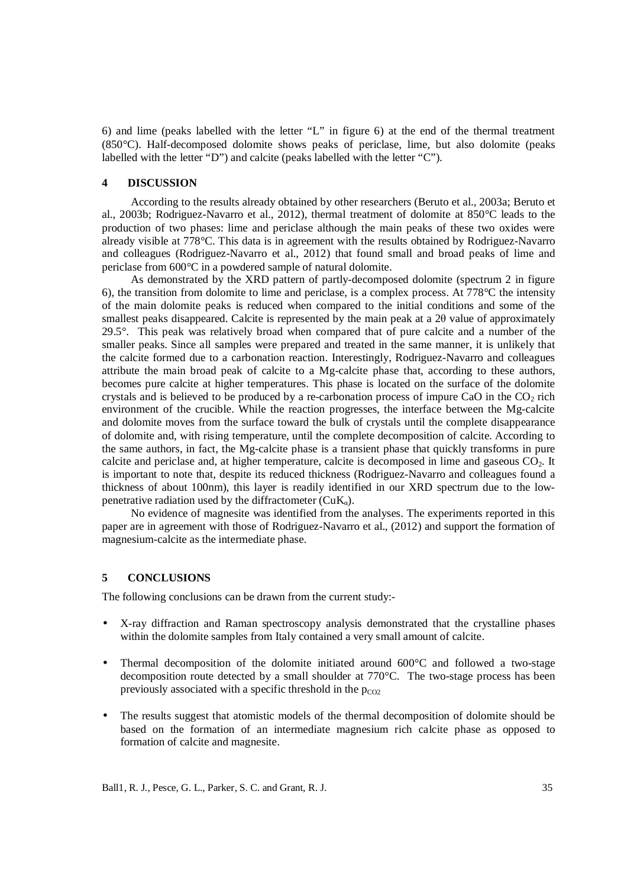6) and lime (peaks labelled with the letter "L" in figure 6) at the end of the thermal treatment (850°C). Half-decomposed dolomite shows peaks of periclase, lime, but also dolomite (peaks labelled with the letter "D") and calcite (peaks labelled with the letter "C").

## 4 DISCUSSION

According to the results already obtained by other researchers (Beruto et al., 2003a; Beruto et al., 2003b; Rodriguez-Navarro et al., 2012), thermal treatment of dolomite at 850°C leads to the production of two phases: lime and periclase although the main peaks of these two oxides were already visible at 778°C. This data is in agreement with the results obtained by Rodriguez-Navarro and colleagues (Rodriguez-Navarro et al., 2012) that found small and broad peaks of lime and periclase from 600°C in a powdered sample of natural dolomite.

As demonstrated by the XRD pattern of partly-decomposed dolomite (spectrum 2 in figure 6), the transition from dolomite to lime and periclase, is a complex process. At 778°C the intensity of the main dolomite peaks is reduced when compared to the initial conditions and some of the smallest peaks disappeared. Calcite is represented by the main peak at a 2θ value of approximately 29.5°. This peak was relatively broad when compared that of pure calcite and a number of the smaller peaks. Since all samples were prepared and treated in the same manner, it is unlikely that the calcite formed due to a carbonation reaction. Interestingly, Rodriguez-Navarro and colleagues attribute the main broad peak of calcite to a Mg-calcite phase that, according to these authors, becomes pure calcite at higher temperatures. This phase is located on the surface of the dolomite crystals and is believed to be produced by a re-carbonation process of impure CaO in the $CO_2$ rich environment of the crucible. While the reaction progresses, the interface between the Mg-calcite and dolomite moves from the surface toward the bulk of crystals until the complete disappearance of dolomite and, with rising temperature, until the complete decomposition of calcite. According to the same authors, in fact, the Mg-calcite phase is a transient phase that quickly transforms in pure calcite and periclase and, at higher temperature, calcite is decomposed in lime and gaseous $CO_2$. It is important to note that, despite its reduced thickness (Rodriguez-Navarro and colleagues found a thickness of about 100nm), this layer is readily identified in our XRD spectrum due to the low-penetrative radiation used by the diffractometer ($CuK_\alpha$).

No evidence of magnesite was identified from the analyses. The experiments reported in this paper are in agreement with those of Rodriguez-Navarro et al., (2012) and support the formation of magnesium-calcite as the intermediate phase.

## 5 CONCLUSIONS

The following conclusions can be drawn from the current study:-

- X-ray diffraction and Raman spectroscopy analysis demonstrated that the crystalline phases within the dolomite samples from Italy contained a very small amount of calcite.
- Thermal decomposition of the dolomite initiated around 600°C and followed a two-stage decomposition route detected by a small shoulder at 770°C. The two-stage process has been previously associated with a specific threshold in the $p_{CO2}$
- The results suggest that atomistic models of the thermal decomposition of dolomite should be based on the formation of an intermediate magnesium rich calcite phase as opposed to formation of calcite and magnesite.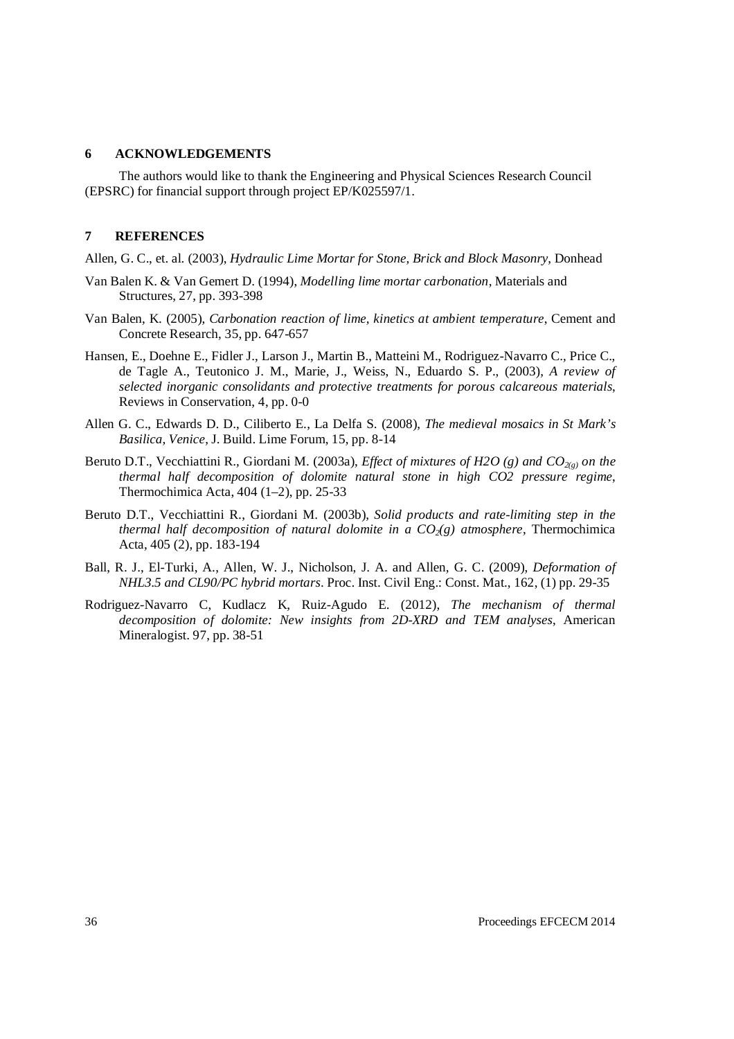## 6 ACKNOWLEDGEMENTS

The authors would like to thank the Engineering and Physical Sciences Research Council (EPSRC) for financial support through project EP/K025597/1.

## 7 REFERENCES

Allen, G. C., et. al. (2003), *Hydraulic Lime Mortar for Stone, Brick and Block Masonry*, Donhead

Van Balen K. & Van Gemert D. (1994), *Modelling lime mortar carbonation*, Materials and Structures, 27, pp. 393-398

Van Balen, K. (2005), *Carbonation reaction of lime, kinetics at ambient temperature*, Cement and Concrete Research, 35, pp. 647-657

Hansen, E., Doehne E., Fidler J., Larson J., Martin B., Matteini M., Rodriguez-Navarro C., Price C., de Tagle A., Teutonico J. M., Marie, J., Weiss, N., Eduardo S. P., (2003), *A review of selected inorganic consolidants and protective treatments for porous calcareous materials*, Reviews in Conservation, 4, pp. 0-0

Allen G. C., Edwards D. D., Ciliberto E., La Delfa S. (2008), *The medieval mosaics in St Mark's Basilica, Venice*, J. Build. Lime Forum, 15, pp. 8-14

Beruto D.T., Vecchiattini R., Giordani M. (2003a), *Effect of mixtures of H2O (g) and $CO_{2(g)}$ on the thermal half decomposition of dolomite natural stone in high CO2 pressure regime*, Thermochimica Acta, 404 (1–2), pp. 25-33

Beruto D.T., Vecchiattini R., Giordani M. (2003b), *Solid products and rate-limiting step in the thermal half decomposition of natural dolomite in a $CO_2$(g) atmosphere*, Thermochimica Acta, 405 (2), pp. 183-194

Ball, R. J., El-Turki, A., Allen, W. J., Nicholson, J. A. and Allen, G. C. (2009), *Deformation of NHL3.5 and CL90/PC hybrid mortars*. Proc. Inst. Civil Eng.: Const. Mat., 162, (1) pp. 29-35

Rodriguez-Navarro C, Kudlacz K, Ruiz-Agudo E. (2012), *The mechanism of thermal decomposition of dolomite: New insights from 2D-XRD and TEM analyses*, American Mineralogist. 97, pp. 38-51